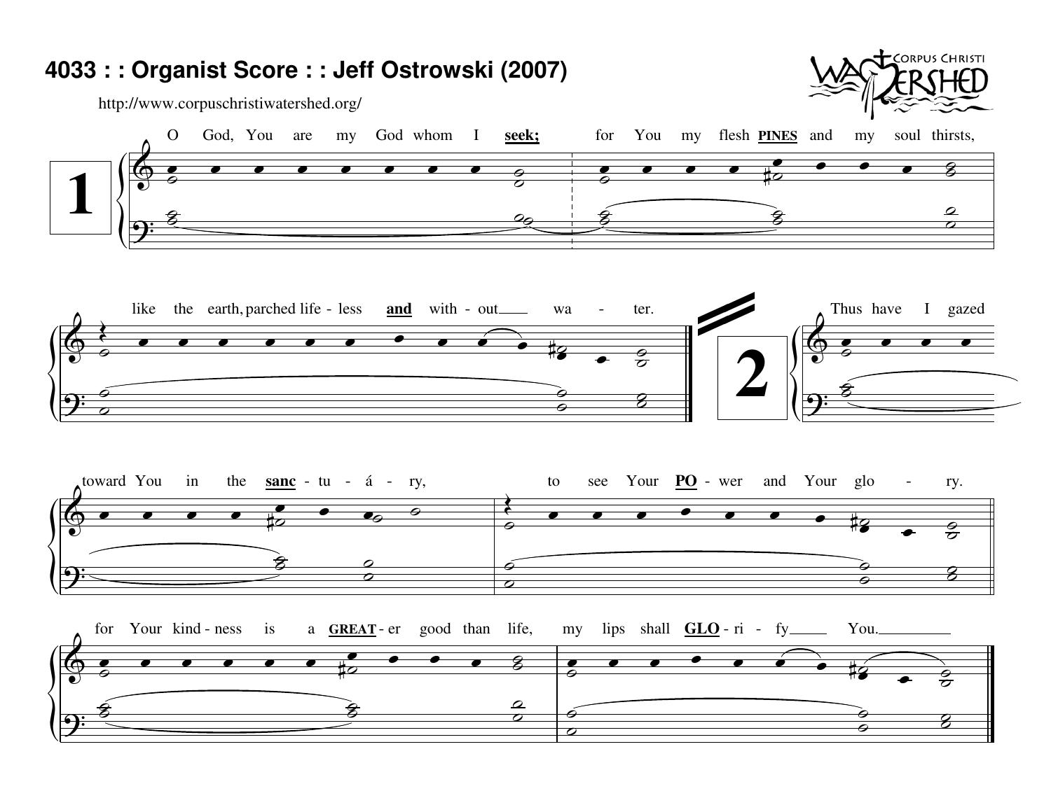# 4033 : : Organist Score : : Jeff Ostrowski (2007)

http://www.corpuschristiwatershed.org/

**1**

O God, You are my God whom I **seek;** for You my flesh **PINES** and my soul thirsts,

like the earth, parched life - less **and** with - out___ wa - ter.

**2**

Thus have I gazed toward You in the **sanc** - tu - á - ry, to see Your **PO** - wer and Your glo - ry.

for Your kind - ness is a **GREAT** - er good than life, my lips shall **GLO** - ri - fy___ You.___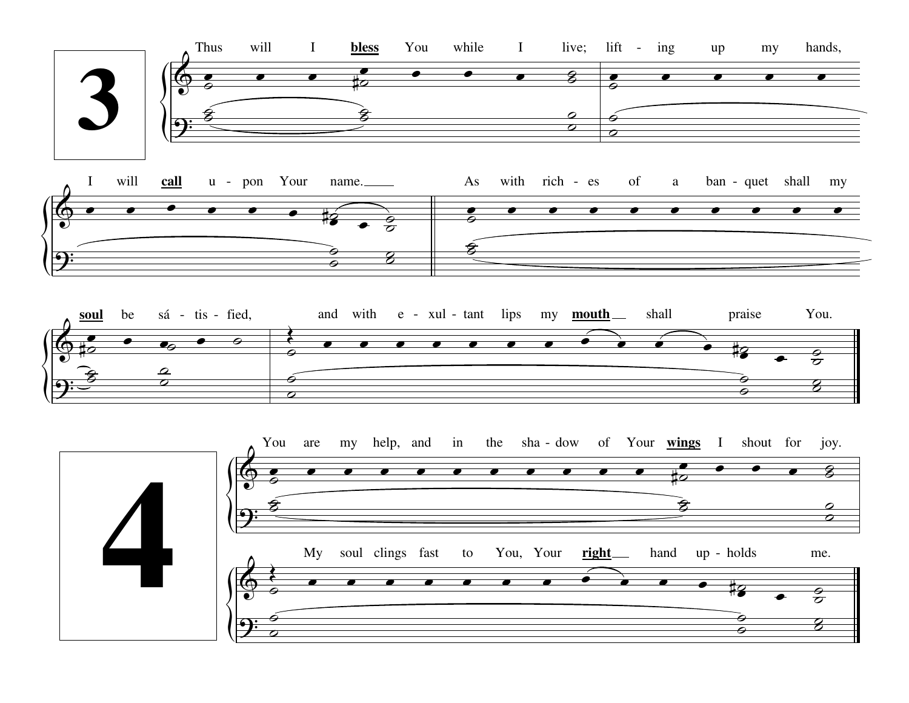# 3

Thus will I **bless** You while I live; lift - ing up my hands,

I will **call** u - pon Your name.

As with rich - es of a ban - quet shall my **soul** be sá - tis - fied,

and with e - xul - tant lips my **mouth** shall praise You.

# 4

You are my help, and in the sha - dow of Your **wings** I shout for joy.

My soul clings fast to You, Your **right** hand up - holds me.